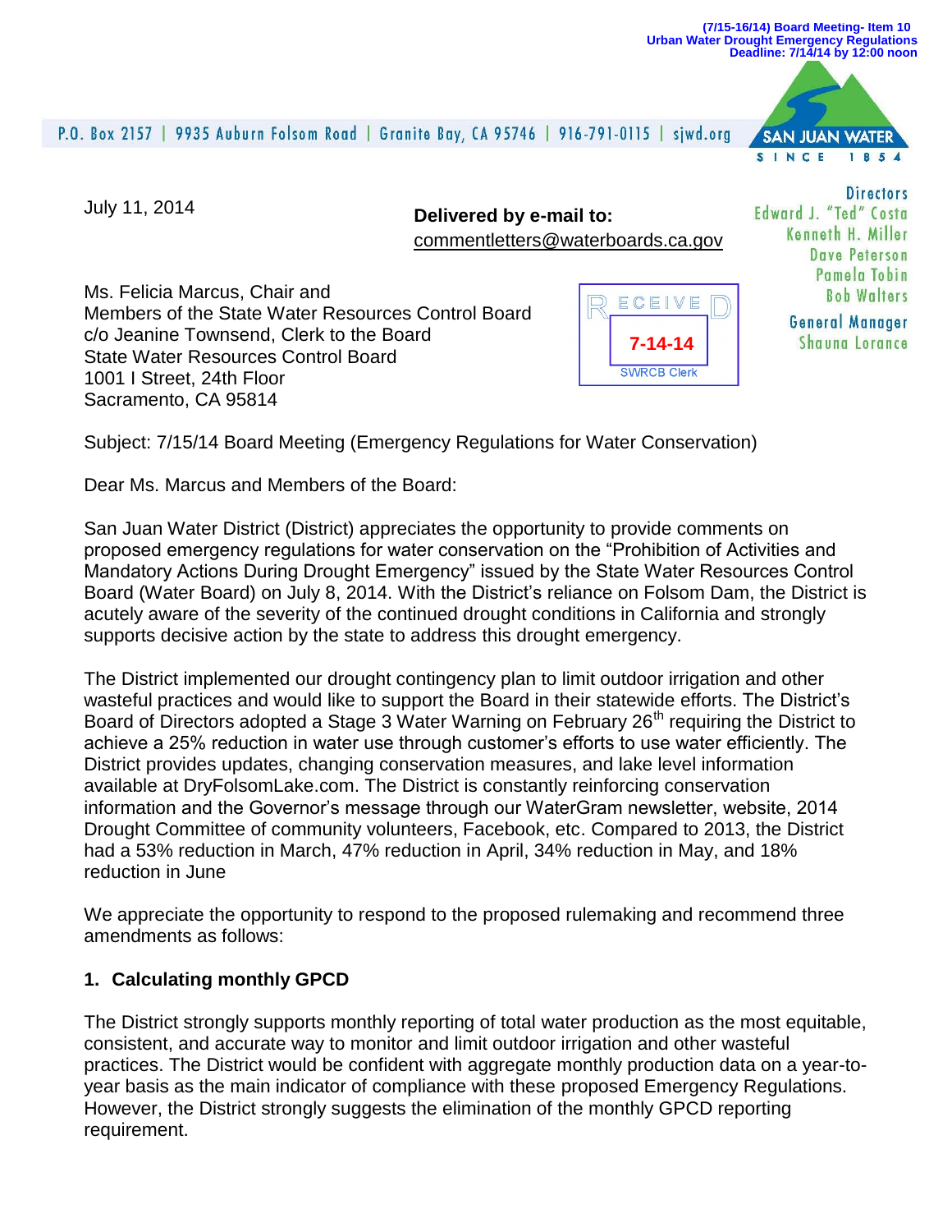(7/15-16/14) Board Meeting- Item 10
Urban Water Drought Emergency Regulations
Deadline: 7/14/14 by 12:00 noon

P.O. Box 2157 | 9935 Auburn Folsom Road | Granite Bay, CA 95746 | 916-791-0115 | sjwd.org

SAN JUAN WATER
SINCE 1854

**Directors**
Edward J. "Ted" Costa
Kenneth H. Miller
Dave Peterson
Pamela Tobin
Bob Walters

**General Manager**
Shauna Lorance

July 11, 2014

**Delivered by e-mail to:**
commentletters@waterboards.ca.gov

RECEIVED
7-14-14
SWRCB Clerk

Ms. Felicia Marcus, Chair and
Members of the State Water Resources Control Board
c/o Jeanine Townsend, Clerk to the Board
State Water Resources Control Board
1001 I Street, 24th Floor
Sacramento, CA 95814

Subject: 7/15/14 Board Meeting (Emergency Regulations for Water Conservation)

Dear Ms. Marcus and Members of the Board:

San Juan Water District (District) appreciates the opportunity to provide comments on proposed emergency regulations for water conservation on the "Prohibition of Activities and Mandatory Actions During Drought Emergency" issued by the State Water Resources Control Board (Water Board) on July 8, 2014. With the District's reliance on Folsom Dam, the District is acutely aware of the severity of the continued drought conditions in California and strongly supports decisive action by the state to address this drought emergency.

The District implemented our drought contingency plan to limit outdoor irrigation and other wasteful practices and would like to support the Board in their statewide efforts. The District's Board of Directors adopted a Stage 3 Water Warning on February 26th requiring the District to achieve a 25% reduction in water use through customer's efforts to use water efficiently. The District provides updates, changing conservation measures, and lake level information available at DryFolsomLake.com. The District is constantly reinforcing conservation information and the Governor's message through our WaterGram newsletter, website, 2014 Drought Committee of community volunteers, Facebook, etc. Compared to 2013, the District had a 53% reduction in March, 47% reduction in April, 34% reduction in May, and 18% reduction in June

We appreciate the opportunity to respond to the proposed rulemaking and recommend three amendments as follows:

### 1. Calculating monthly GPCD

The District strongly supports monthly reporting of total water production as the most equitable, consistent, and accurate way to monitor and limit outdoor irrigation and other wasteful practices. The District would be confident with aggregate monthly production data on a year-to-year basis as the main indicator of compliance with these proposed Emergency Regulations. However, the District strongly suggests the elimination of the monthly GPCD reporting requirement.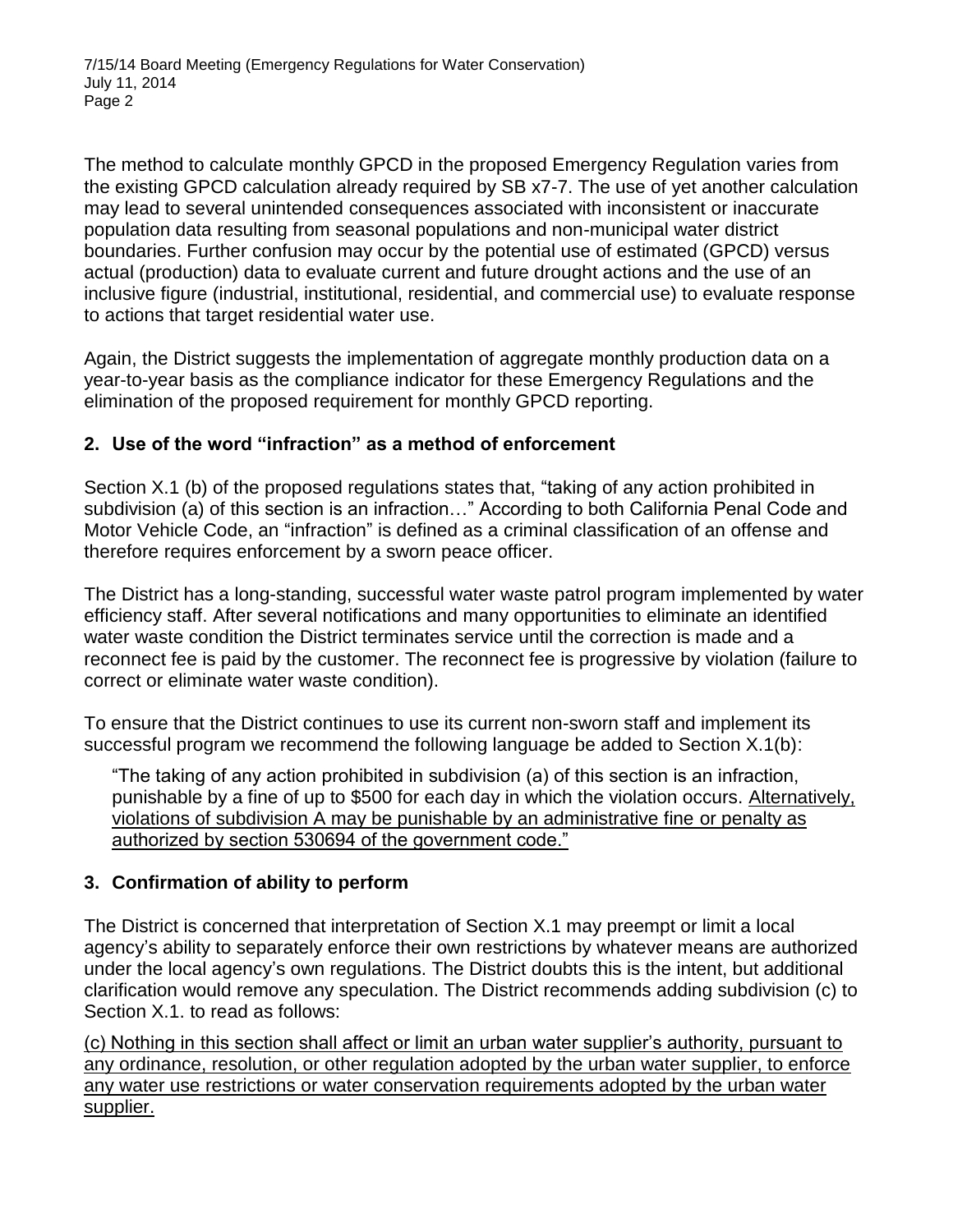The method to calculate monthly GPCD in the proposed Emergency Regulation varies from the existing GPCD calculation already required by SB x7-7. The use of yet another calculation may lead to several unintended consequences associated with inconsistent or inaccurate population data resulting from seasonal populations and non-municipal water district boundaries. Further confusion may occur by the potential use of estimated (GPCD) versus actual (production) data to evaluate current and future drought actions and the use of an inclusive figure (industrial, institutional, residential, and commercial use) to evaluate response to actions that target residential water use.

Again, the District suggests the implementation of aggregate monthly production data on a year-to-year basis as the compliance indicator for these Emergency Regulations and the elimination of the proposed requirement for monthly GPCD reporting.

## 2. Use of the word "infraction" as a method of enforcement

Section X.1 (b) of the proposed regulations states that, "taking of any action prohibited in subdivision (a) of this section is an infraction…" According to both California Penal Code and Motor Vehicle Code, an "infraction" is defined as a criminal classification of an offense and therefore requires enforcement by a sworn peace officer.

The District has a long-standing, successful water waste patrol program implemented by water efficiency staff. After several notifications and many opportunities to eliminate an identified water waste condition the District terminates service until the correction is made and a reconnect fee is paid by the customer. The reconnect fee is progressive by violation (failure to correct or eliminate water waste condition).

To ensure that the District continues to use its current non-sworn staff and implement its successful program we recommend the following language be added to Section X.1(b):

> "The taking of any action prohibited in subdivision (a) of this section is an infraction, punishable by a fine of up to $500 for each day in which the violation occurs. <u>Alternatively, violations of subdivision A may be punishable by an administrative fine or penalty as authorized by section 530694 of the government code."</u>

## 3. Confirmation of ability to perform

The District is concerned that interpretation of Section X.1 may preempt or limit a local agency's ability to separately enforce their own restrictions by whatever means are authorized under the local agency's own regulations. The District doubts this is the intent, but additional clarification would remove any speculation. The District recommends adding subdivision (c) to Section X.1. to read as follows:

<u>(c) Nothing in this section shall affect or limit an urban water supplier's authority, pursuant to any ordinance, resolution, or other regulation adopted by the urban water supplier, to enforce any water use restrictions or water conservation requirements adopted by the urban water supplier.</u>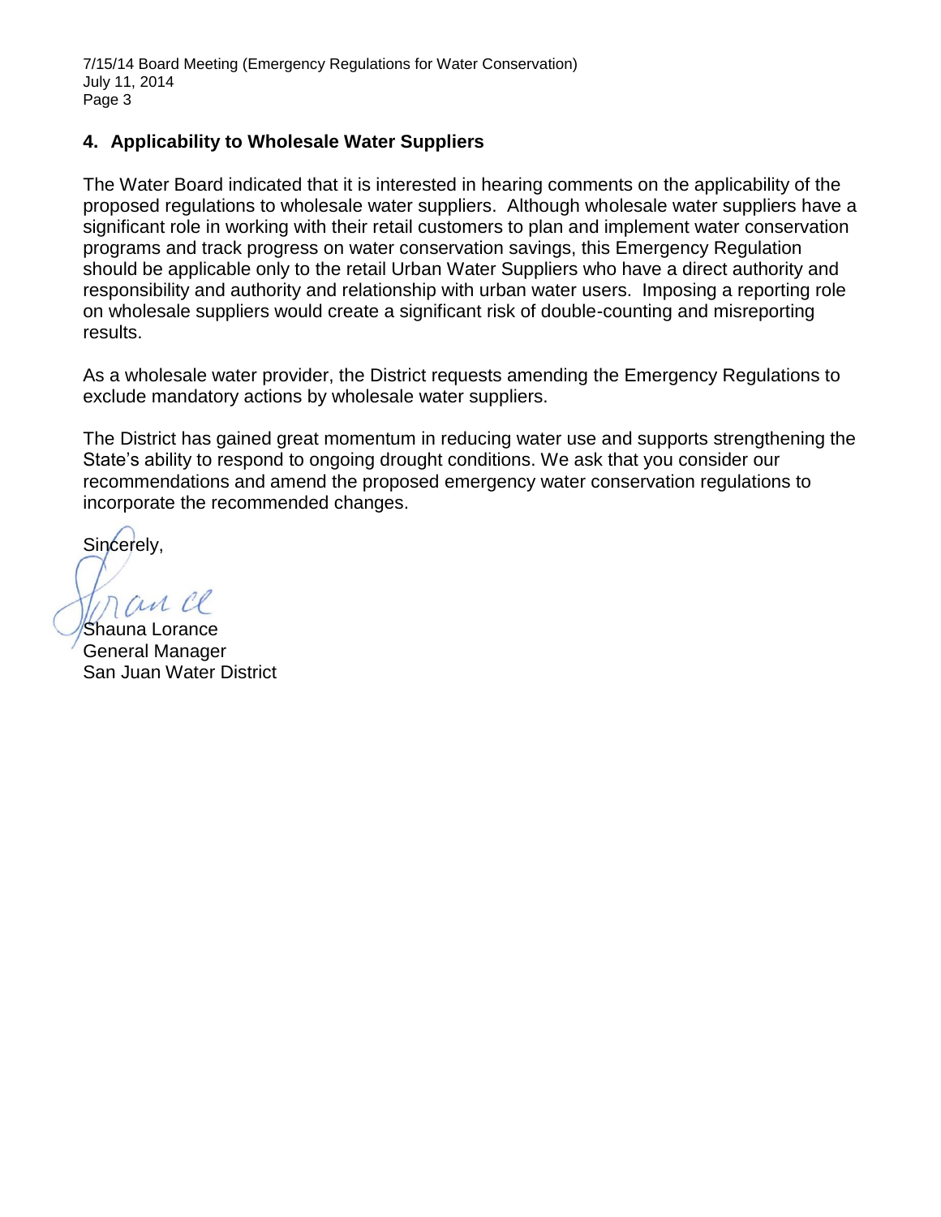## 4. Applicability to Wholesale Water Suppliers

The Water Board indicated that it is interested in hearing comments on the applicability of the proposed regulations to wholesale water suppliers. Although wholesale water suppliers have a significant role in working with their retail customers to plan and implement water conservation programs and track progress on water conservation savings, this Emergency Regulation should be applicable only to the retail Urban Water Suppliers who have a direct authority and responsibility and authority and relationship with urban water users. Imposing a reporting role on wholesale suppliers would create a significant risk of double-counting and misreporting results.

As a wholesale water provider, the District requests amending the Emergency Regulations to exclude mandatory actions by wholesale water suppliers.

The District has gained great momentum in reducing water use and supports strengthening the State's ability to respond to ongoing drought conditions. We ask that you consider our recommendations and amend the proposed emergency water conservation regulations to incorporate the recommended changes.

Sincerely,

Shauna Lorance
General Manager
San Juan Water District